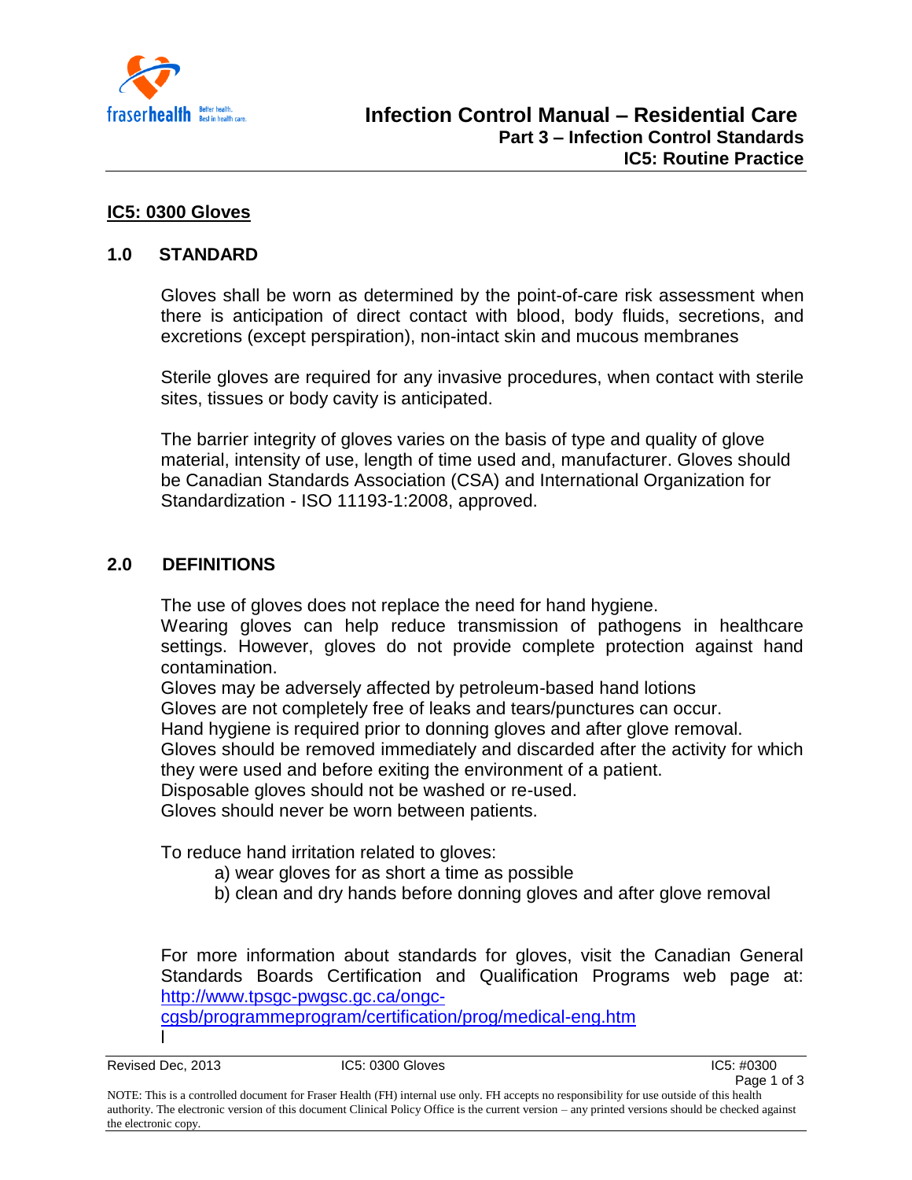## IC5: 0300 Gloves

### 1.0 STANDARD

Gloves shall be worn as determined by the point-of-care risk assessment when there is anticipation of direct contact with blood, body fluids, secretions, and excretions (except perspiration), non-intact skin and mucous membranes

Sterile gloves are required for any invasive procedures, when contact with sterile sites, tissues or body cavity is anticipated.

The barrier integrity of gloves varies on the basis of type and quality of glove material, intensity of use, length of time used and, manufacturer. Gloves should be Canadian Standards Association (CSA) and International Organization for Standardization - ISO 11193-1:2008, approved.

### 2.0 DEFINITIONS

The use of gloves does not replace the need for hand hygiene.
Wearing gloves can help reduce transmission of pathogens in healthcare settings. However, gloves do not provide complete protection against hand contamination.
Gloves may be adversely affected by petroleum-based hand lotions
Gloves are not completely free of leaks and tears/punctures can occur.
Hand hygiene is required prior to donning gloves and after glove removal.
Gloves should be removed immediately and discarded after the activity for which they were used and before exiting the environment of a patient.
Disposable gloves should not be washed or re-used.
Gloves should never be worn between patients.

To reduce hand irritation related to gloves:

a) wear gloves for as short a time as possible
b) clean and dry hands before donning gloves and after glove removal

For more information about standards for gloves, visit the Canadian General Standards Boards Certification and Qualification Programs web page at: [http://www.tpsgc-pwgsc.gc.ca/ongc-cgsb/programmeprogram/certification/prog/medical-eng.htm](http://www.tpsgc-pwgsc.gc.ca/ongc-cgsb/programmeprogram/certification/prog/medical-eng.htm)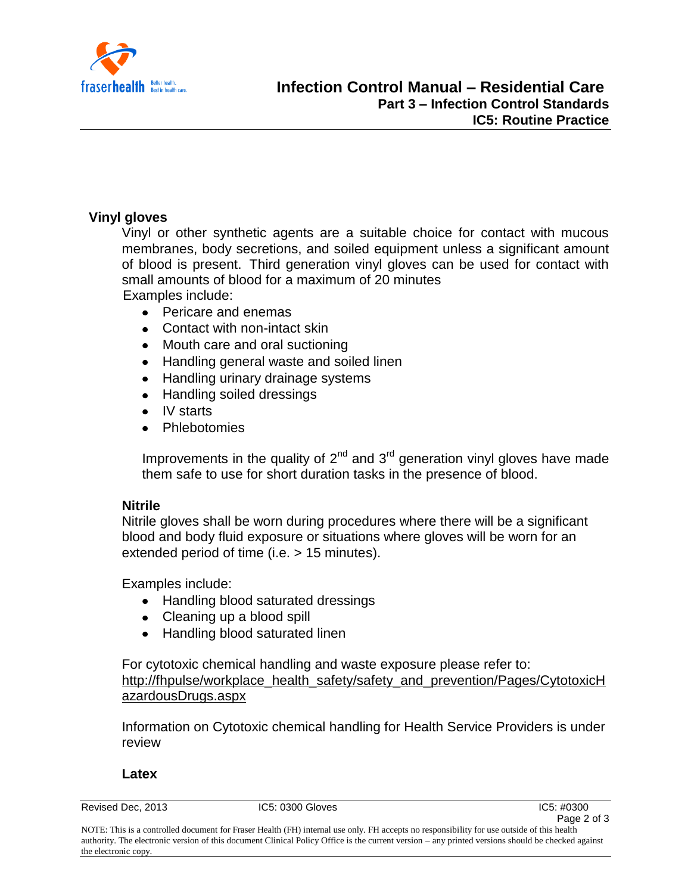## Vinyl gloves

Vinyl or other synthetic agents are a suitable choice for contact with mucous membranes, body secretions, and soiled equipment unless a significant amount of blood is present. Third generation vinyl gloves can be used for contact with small amounts of blood for a maximum of 20 minutes

Examples include:

- Pericare and enemas
- Contact with non-intact skin
- Mouth care and oral suctioning
- Handling general waste and soiled linen
- Handling urinary drainage systems
- Handling soiled dressings
- IV starts
- Phlebotomies

Improvements in the quality of 2nd and 3rd generation vinyl gloves have made them safe to use for short duration tasks in the presence of blood.

### Nitrile

Nitrile gloves shall be worn during procedures where there will be a significant blood and body fluid exposure or situations where gloves will be worn for an extended period of time (i.e. > 15 minutes).

Examples include:

- Handling blood saturated dressings
- Cleaning up a blood spill
- Handling blood saturated linen

For cytotoxic chemical handling and waste exposure please refer to: http://fhpulse/workplace_health_safety/safety_and_prevention/Pages/CytotoxicHazardousDrugs.aspx

Information on Cytotoxic chemical handling for Health Service Providers is under review

### Latex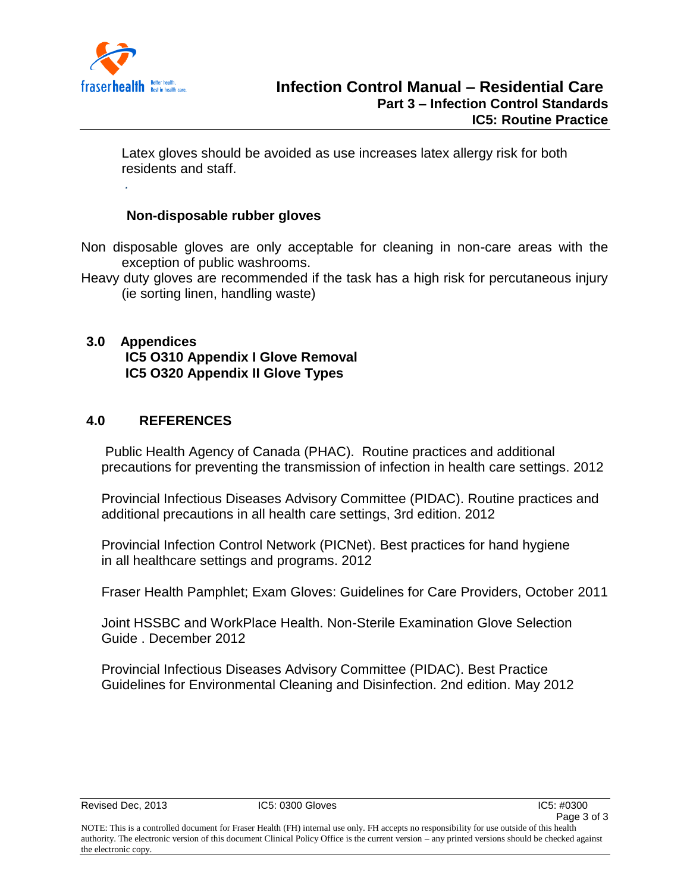Latex gloves should be avoided as use increases latex allergy risk for both residents and staff.

### Non-disposable rubber gloves

Non disposable gloves are only acceptable for cleaning in non-care areas with the exception of public washrooms.

Heavy duty gloves are recommended if the task has a high risk for percutaneous injury (ie sorting linen, handling waste)

## 3.0 Appendices

**IC5 O310 Appendix I Glove Removal**
**IC5 O320 Appendix II Glove Types**

## 4.0 REFERENCES

Public Health Agency of Canada (PHAC). Routine practices and additional precautions for preventing the transmission of infection in health care settings. 2012

Provincial Infectious Diseases Advisory Committee (PIDAC). Routine practices and additional precautions in all health care settings, 3rd edition. 2012

Provincial Infection Control Network (PICNet). Best practices for hand hygiene in all healthcare settings and programs. 2012

Fraser Health Pamphlet; Exam Gloves: Guidelines for Care Providers, October 2011

Joint HSSBC and WorkPlace Health. Non-Sterile Examination Glove Selection Guide . December 2012

Provincial Infectious Diseases Advisory Committee (PIDAC). Best Practice Guidelines for Environmental Cleaning and Disinfection. 2nd edition. May 2012